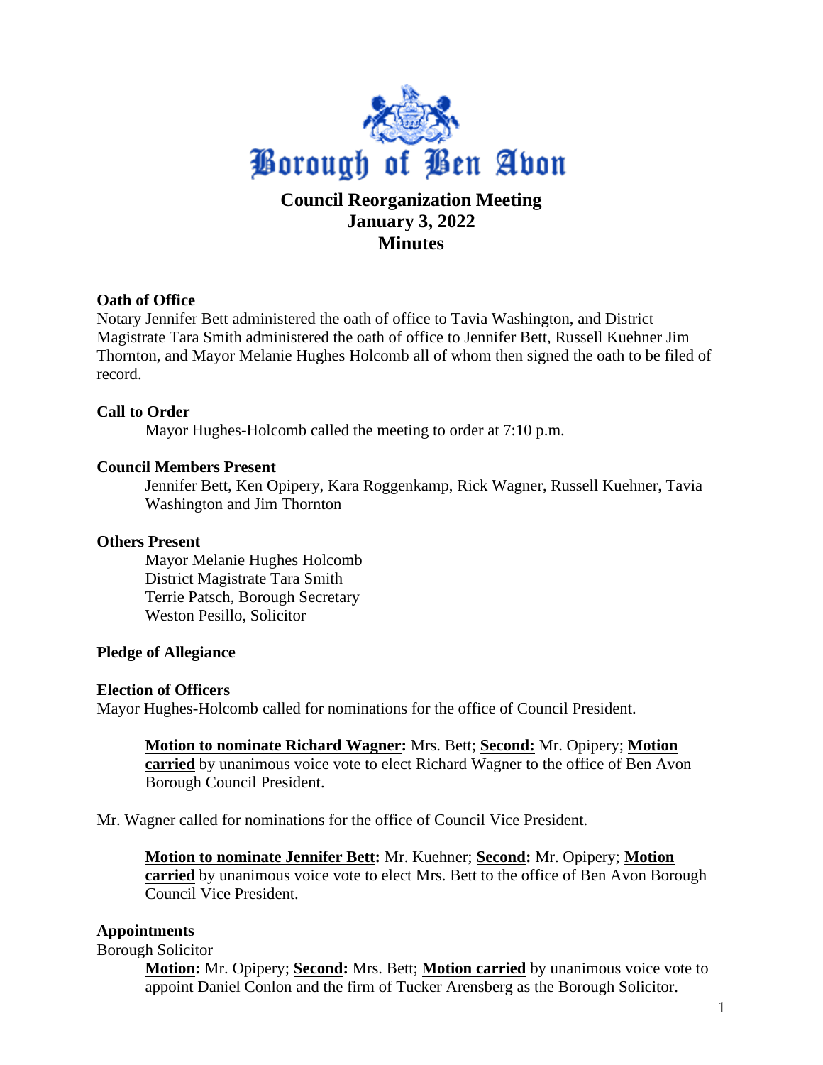# Borough of Ben Avon

## Council Reorganization Meeting
## January 3, 2022
## Minutes

### Oath of Office

Notary Jennifer Bett administered the oath of office to Tavia Washington, and District Magistrate Tara Smith administered the oath of office to Jennifer Bett, Russell Kuehner Jim Thornton, and Mayor Melanie Hughes Holcomb all of whom then signed the oath to be filed of record.

### Call to Order

Mayor Hughes-Holcomb called the meeting to order at 7:10 p.m.

### Council Members Present

Jennifer Bett, Ken Opipery, Kara Roggenkamp, Rick Wagner, Russell Kuehner, Tavia Washington and Jim Thornton

### Others Present

Mayor Melanie Hughes Holcomb
District Magistrate Tara Smith
Terrie Patsch, Borough Secretary
Weston Pesillo, Solicitor

### Pledge of Allegiance

### Election of Officers

Mayor Hughes-Holcomb called for nominations for the office of Council President.

**Motion to nominate Richard Wagner:** Mrs. Bett; **Second:** Mr. Opipery; **Motion carried** by unanimous voice vote to elect Richard Wagner to the office of Ben Avon Borough Council President.

Mr. Wagner called for nominations for the office of Council Vice President.

**Motion to nominate Jennifer Bett:** Mr. Kuehner; **Second:** Mr. Opipery; **Motion carried** by unanimous voice vote to elect Mrs. Bett to the office of Ben Avon Borough Council Vice President.

### Appointments

Borough Solicitor

**Motion:** Mr. Opipery; **Second:** Mrs. Bett; **Motion carried** by unanimous voice vote to appoint Daniel Conlon and the firm of Tucker Arensberg as the Borough Solicitor.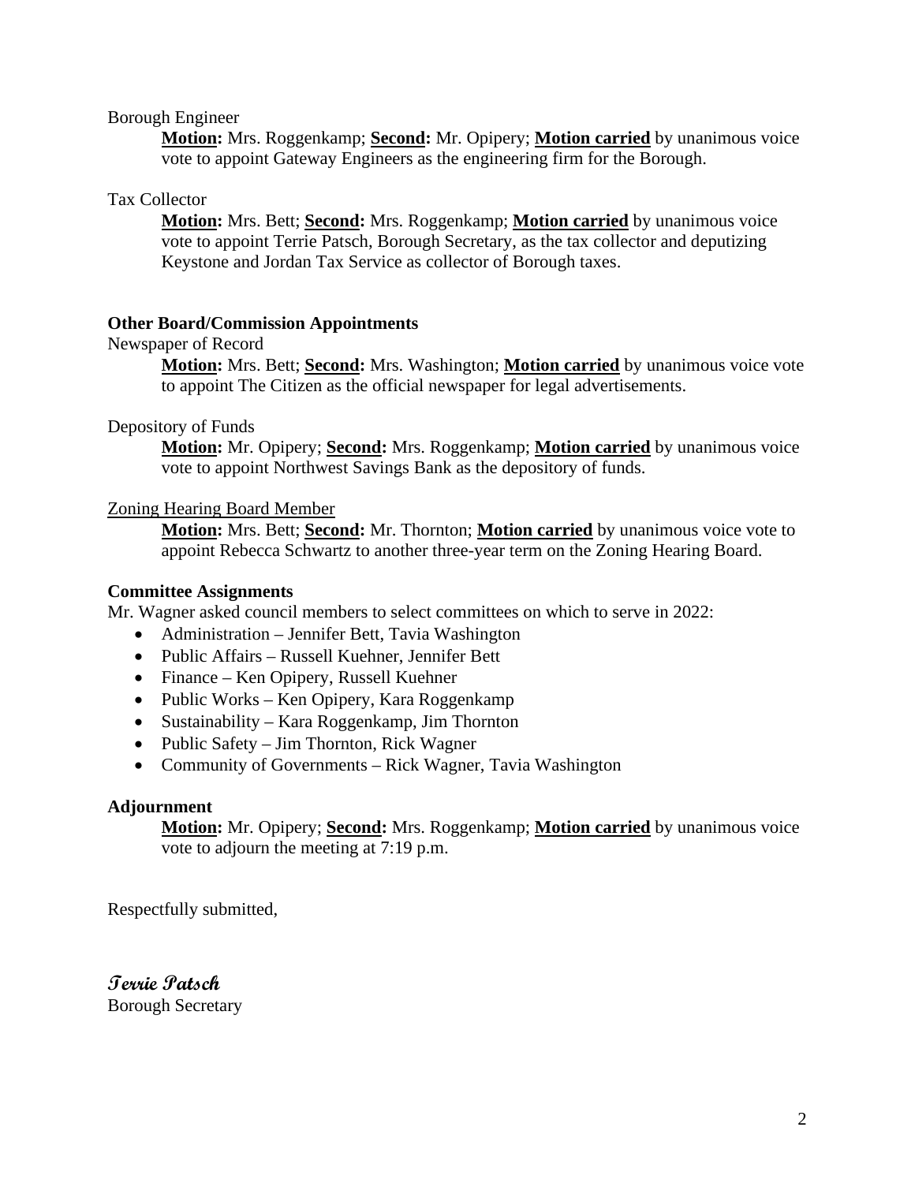Borough Engineer

> **Motion:** Mrs. Roggenkamp; **Second:** Mr. Opipery; **Motion carried** by unanimous voice vote to appoint Gateway Engineers as the engineering firm for the Borough.

Tax Collector

> **Motion:** Mrs. Bett; **Second:** Mrs. Roggenkamp; **Motion carried** by unanimous voice vote to appoint Terrie Patsch, Borough Secretary, as the tax collector and deputizing Keystone and Jordan Tax Service as collector of Borough taxes.

**Other Board/Commission Appointments**

Newspaper of Record

> **Motion:** Mrs. Bett; **Second:** Mrs. Washington; **Motion carried** by unanimous voice vote to appoint The Citizen as the official newspaper for legal advertisements.

Depository of Funds

> **Motion:** Mr. Opipery; **Second:** Mrs. Roggenkamp; **Motion carried** by unanimous voice vote to appoint Northwest Savings Bank as the depository of funds.

Zoning Hearing Board Member

> **Motion:** Mrs. Bett; **Second:** Mr. Thornton; **Motion carried** by unanimous voice vote to appoint Rebecca Schwartz to another three-year term on the Zoning Hearing Board.

**Committee Assignments**

Mr. Wagner asked council members to select committees on which to serve in 2022:

- Administration – Jennifer Bett, Tavia Washington
- Public Affairs – Russell Kuehner, Jennifer Bett
- Finance – Ken Opipery, Russell Kuehner
- Public Works – Ken Opipery, Kara Roggenkamp
- Sustainability – Kara Roggenkamp, Jim Thornton
- Public Safety – Jim Thornton, Rick Wagner
- Community of Governments – Rick Wagner, Tavia Washington

**Adjournment**

> **Motion:** Mr. Opipery; **Second:** Mrs. Roggenkamp; **Motion carried** by unanimous voice vote to adjourn the meeting at 7:19 p.m.

Respectfully submitted,

**Terrie Patsch**

Borough Secretary